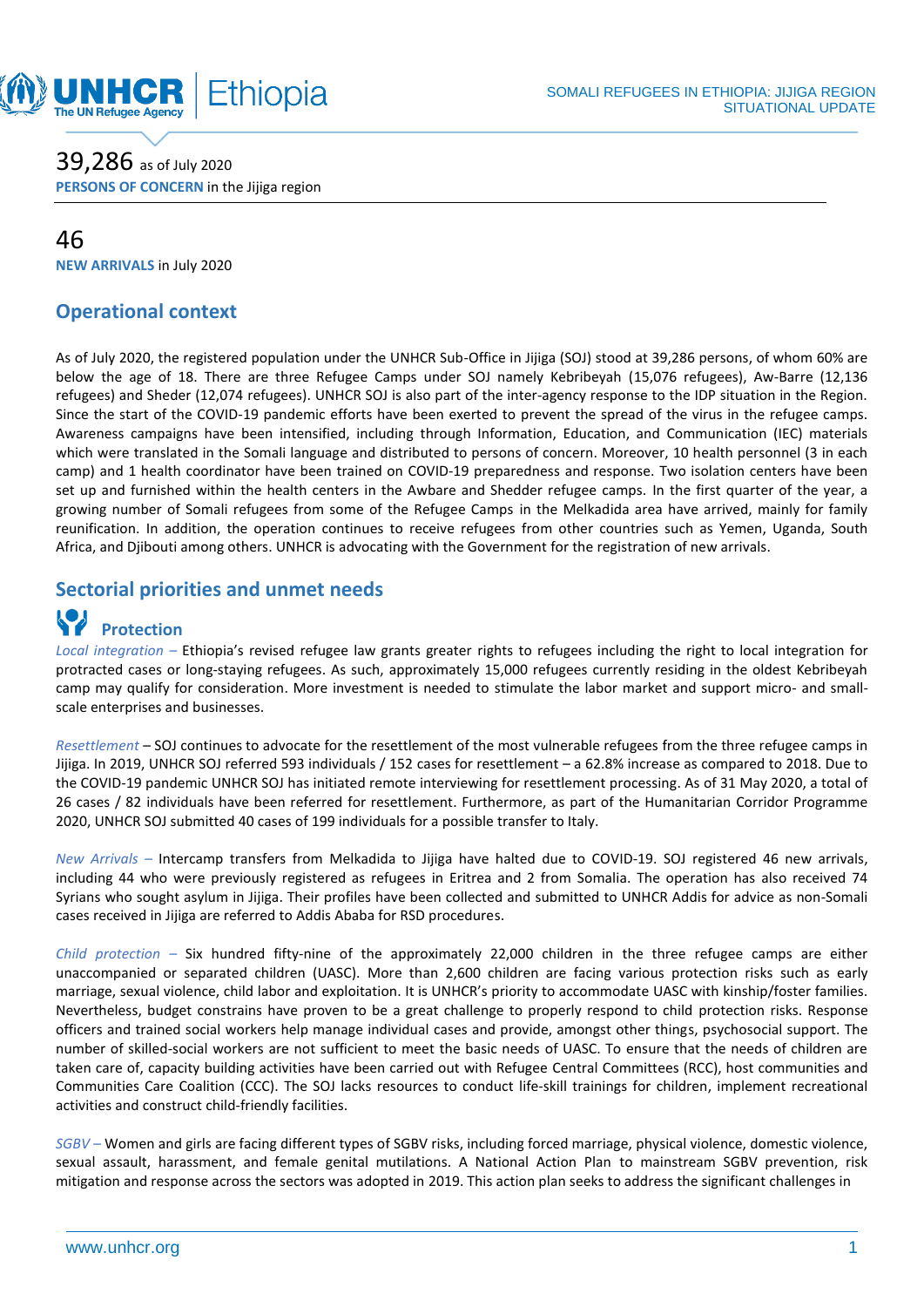SOMALI REFUGEES IN ETHIOPIA: JIJIGA REGION
SITUATIONAL UPDATE

39,286 as of July 2020
**PERSONS OF CONCERN** in the Jijiga region

46
**NEW ARRIVALS** in July 2020

## Operational context

As of July 2020, the registered population under the UNHCR Sub-Office in Jijiga (SOJ) stood at 39,286 persons, of whom 60% are below the age of 18. There are three Refugee Camps under SOJ namely Kebribeyah (15,076 refugees), Aw-Barre (12,136 refugees) and Sheder (12,074 refugees). UNHCR SOJ is also part of the inter-agency response to the IDP situation in the Region. Since the start of the COVID-19 pandemic efforts have been exerted to prevent the spread of the virus in the refugee camps. Awareness campaigns have been intensified, including through Information, Education, and Communication (IEC) materials which were translated in the Somali language and distributed to persons of concern. Moreover, 10 health personnel (3 in each camp) and 1 health coordinator have been trained on COVID-19 preparedness and response. Two isolation centers have been set up and furnished within the health centers in the Awbare and Shedder refugee camps. In the first quarter of the year, a growing number of Somali refugees from some of the Refugee Camps in the Melkadida area have arrived, mainly for family reunification. In addition, the operation continues to receive refugees from other countries such as Yemen, Uganda, South Africa, and Djibouti among others. UNHCR is advocating with the Government for the registration of new arrivals.

## Sectorial priorities and unmet needs

### Protection

*Local integration –* Ethiopia's revised refugee law grants greater rights to refugees including the right to local integration for protracted cases or long-staying refugees. As such, approximately 15,000 refugees currently residing in the oldest Kebribeyah camp may qualify for consideration. More investment is needed to stimulate the labor market and support micro- and small-scale enterprises and businesses.

*Resettlement* – SOJ continues to advocate for the resettlement of the most vulnerable refugees from the three refugee camps in Jijiga. In 2019, UNHCR SOJ referred 593 individuals / 152 cases for resettlement – a 62.8% increase as compared to 2018. Due to the COVID-19 pandemic UNHCR SOJ has initiated remote interviewing for resettlement processing. As of 31 May 2020, a total of 26 cases / 82 individuals have been referred for resettlement. Furthermore, as part of the Humanitarian Corridor Programme 2020, UNHCR SOJ submitted 40 cases of 199 individuals for a possible transfer to Italy.

*New Arrivals –* Intercamp transfers from Melkadida to Jijiga have halted due to COVID-19. SOJ registered 46 new arrivals, including 44 who were previously registered as refugees in Eritrea and 2 from Somalia. The operation has also received 74 Syrians who sought asylum in Jijiga. Their profiles have been collected and submitted to UNHCR Addis for advice as non-Somali cases received in Jijiga are referred to Addis Ababa for RSD procedures.

*Child protection –* Six hundred fifty-nine of the approximately 22,000 children in the three refugee camps are either unaccompanied or separated children (UASC). More than 2,600 children are facing various protection risks such as early marriage, sexual violence, child labor and exploitation. It is UNHCR's priority to accommodate UASC with kinship/foster families. Nevertheless, budget constrains have proven to be a great challenge to properly respond to child protection risks. Response officers and trained social workers help manage individual cases and provide, amongst other things, psychosocial support. The number of skilled-social workers are not sufficient to meet the basic needs of UASC. To ensure that the needs of children are taken care of, capacity building activities have been carried out with Refugee Central Committees (RCC), host communities and Communities Care Coalition (CCC). The SOJ lacks resources to conduct life-skill trainings for children, implement recreational activities and construct child-friendly facilities.

*SGBV –* Women and girls are facing different types of SGBV risks, including forced marriage, physical violence, domestic violence, sexual assault, harassment, and female genital mutilations. A National Action Plan to mainstream SGBV prevention, risk mitigation and response across the sectors was adopted in 2019. This action plan seeks to address the significant challenges in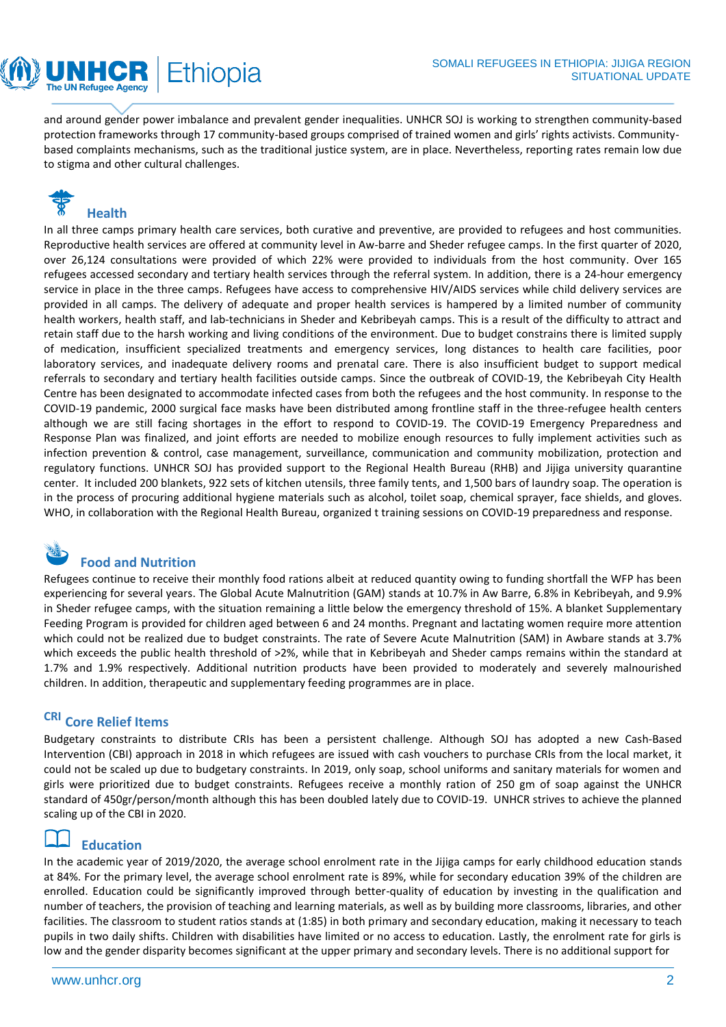and around gender power imbalance and prevalent gender inequalities. UNHCR SOJ is working to strengthen community-based protection frameworks through 17 community-based groups comprised of trained women and girls' rights activists. Community-based complaints mechanisms, such as the traditional justice system, are in place. Nevertheless, reporting rates remain low due to stigma and other cultural challenges.

## Health

In all three camps primary health care services, both curative and preventive, are provided to refugees and host communities. Reproductive health services are offered at community level in Aw-barre and Sheder refugee camps. In the first quarter of 2020, over 26,124 consultations were provided of which 22% were provided to individuals from the host community. Over 165 refugees accessed secondary and tertiary health services through the referral system. In addition, there is a 24-hour emergency service in place in the three camps. Refugees have access to comprehensive HIV/AIDS services while child delivery services are provided in all camps. The delivery of adequate and proper health services is hampered by a limited number of community health workers, health staff, and lab-technicians in Sheder and Kebribeyah camps. This is a result of the difficulty to attract and retain staff due to the harsh working and living conditions of the environment. Due to budget constrains there is limited supply of medication, insufficient specialized treatments and emergency services, long distances to health care facilities, poor laboratory services, and inadequate delivery rooms and prenatal care. There is also insufficient budget to support medical referrals to secondary and tertiary health facilities outside camps. Since the outbreak of COVID-19, the Kebribeyah City Health Centre has been designated to accommodate infected cases from both the refugees and the host community. In response to the COVID-19 pandemic, 2000 surgical face masks have been distributed among frontline staff in the three-refugee health centers although we are still facing shortages in the effort to respond to COVID-19. The COVID-19 Emergency Preparedness and Response Plan was finalized, and joint efforts are needed to mobilize enough resources to fully implement activities such as infection prevention & control, case management, surveillance, communication and community mobilization, protection and regulatory functions. UNHCR SOJ has provided support to the Regional Health Bureau (RHB) and Jijiga university quarantine center. It included 200 blankets, 922 sets of kitchen utensils, three family tents, and 1,500 bars of laundry soap. The operation is in the process of procuring additional hygiene materials such as alcohol, toilet soap, chemical sprayer, face shields, and gloves. WHO, in collaboration with the Regional Health Bureau, organized t training sessions on COVID-19 preparedness and response.

## Food and Nutrition

Refugees continue to receive their monthly food rations albeit at reduced quantity owing to funding shortfall the WFP has been experiencing for several years. The Global Acute Malnutrition (GAM) stands at 10.7% in Aw Barre, 6.8% in Kebribeyah, and 9.9% in Sheder refugee camps, with the situation remaining a little below the emergency threshold of 15%. A blanket Supplementary Feeding Program is provided for children aged between 6 and 24 months. Pregnant and lactating women require more attention which could not be realized due to budget constraints. The rate of Severe Acute Malnutrition (SAM) in Awbare stands at 3.7% which exceeds the public health threshold of >2%, while that in Kebribeyah and Sheder camps remains within the standard at 1.7% and 1.9% respectively. Additional nutrition products have been provided to moderately and severely malnourished children. In addition, therapeutic and supplementary feeding programmes are in place.

## CRI Core Relief Items

Budgetary constraints to distribute CRIs has been a persistent challenge. Although SOJ has adopted a new Cash-Based Intervention (CBI) approach in 2018 in which refugees are issued with cash vouchers to purchase CRIs from the local market, it could not be scaled up due to budgetary constraints. In 2019, only soap, school uniforms and sanitary materials for women and girls were prioritized due to budget constraints. Refugees receive a monthly ration of 250 gm of soap against the UNHCR standard of 450gr/person/month although this has been doubled lately due to COVID-19. UNHCR strives to achieve the planned scaling up of the CBI in 2020.

## Education

In the academic year of 2019/2020, the average school enrolment rate in the Jijiga camps for early childhood education stands at 84%. For the primary level, the average school enrolment rate is 89%, while for secondary education 39% of the children are enrolled. Education could be significantly improved through better-quality of education by investing in the qualification and number of teachers, the provision of teaching and learning materials, as well as by building more classrooms, libraries, and other facilities. The classroom to student ratios stands at (1:85) in both primary and secondary education, making it necessary to teach pupils in two daily shifts. Children with disabilities have limited or no access to education. Lastly, the enrolment rate for girls is low and the gender disparity becomes significant at the upper primary and secondary levels. There is no additional support for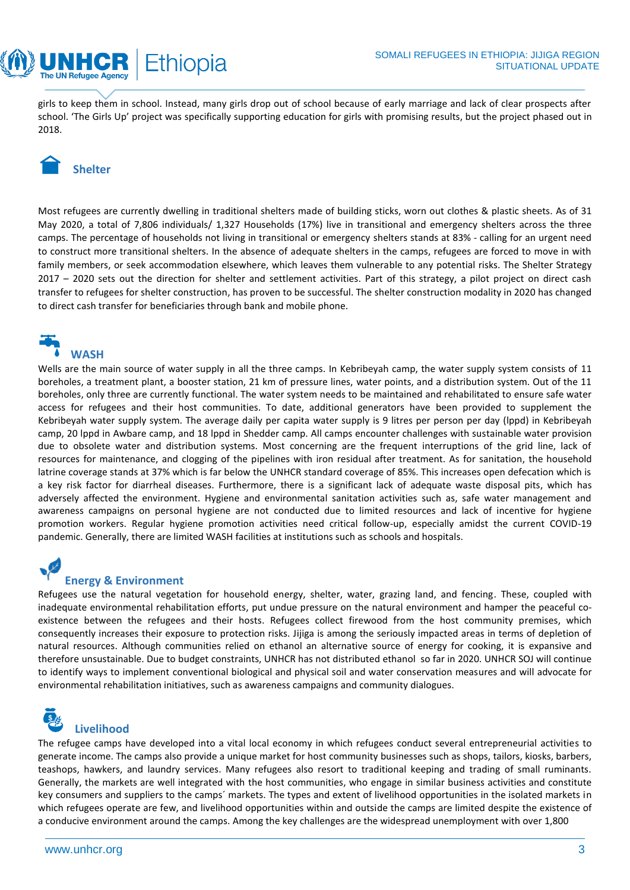girls to keep them in school. Instead, many girls drop out of school because of early marriage and lack of clear prospects after school. 'The Girls Up' project was specifically supporting education for girls with promising results, but the project phased out in 2018.

## Shelter

Most refugees are currently dwelling in traditional shelters made of building sticks, worn out clothes & plastic sheets. As of 31 May 2020, a total of 7,806 individuals/ 1,327 Households (17%) live in transitional and emergency shelters across the three camps. The percentage of households not living in transitional or emergency shelters stands at 83% - calling for an urgent need to construct more transitional shelters. In the absence of adequate shelters in the camps, refugees are forced to move in with family members, or seek accommodation elsewhere, which leaves them vulnerable to any potential risks. The Shelter Strategy 2017 – 2020 sets out the direction for shelter and settlement activities. Part of this strategy, a pilot project on direct cash transfer to refugees for shelter construction, has proven to be successful. The shelter construction modality in 2020 has changed to direct cash transfer for beneficiaries through bank and mobile phone.

## WASH

Wells are the main source of water supply in all the three camps. In Kebribeyah camp, the water supply system consists of 11 boreholes, a treatment plant, a booster station, 21 km of pressure lines, water points, and a distribution system. Out of the 11 boreholes, only three are currently functional. The water system needs to be maintained and rehabilitated to ensure safe water access for refugees and their host communities. To date, additional generators have been provided to supplement the Kebribeyah water supply system. The average daily per capita water supply is 9 litres per person per day (lppd) in Kebribeyah camp, 20 lppd in Awbare camp, and 18 lppd in Shedder camp. All camps encounter challenges with sustainable water provision due to obsolete water and distribution systems. Most concerning are the frequent interruptions of the grid line, lack of resources for maintenance, and clogging of the pipelines with iron residual after treatment. As for sanitation, the household latrine coverage stands at 37% which is far below the UNHCR standard coverage of 85%. This increases open defecation which is a key risk factor for diarrheal diseases. Furthermore, there is a significant lack of adequate waste disposal pits, which has adversely affected the environment. Hygiene and environmental sanitation activities such as, safe water management and awareness campaigns on personal hygiene are not conducted due to limited resources and lack of incentive for hygiene promotion workers. Regular hygiene promotion activities need critical follow-up, especially amidst the current COVID-19 pandemic. Generally, there are limited WASH facilities at institutions such as schools and hospitals.

## Energy & Environment

Refugees use the natural vegetation for household energy, shelter, water, grazing land, and fencing. These, coupled with inadequate environmental rehabilitation efforts, put undue pressure on the natural environment and hamper the peaceful co-existence between the refugees and their hosts. Refugees collect firewood from the host community premises, which consequently increases their exposure to protection risks. Jijiga is among the seriously impacted areas in terms of depletion of natural resources. Although communities relied on ethanol an alternative source of energy for cooking, it is expansive and therefore unsustainable. Due to budget constraints, UNHCR has not distributed ethanol so far in 2020. UNHCR SOJ will continue to identify ways to implement conventional biological and physical soil and water conservation measures and will advocate for environmental rehabilitation initiatives, such as awareness campaigns and community dialogues.

## Livelihood

The refugee camps have developed into a vital local economy in which refugees conduct several entrepreneurial activities to generate income. The camps also provide a unique market for host community businesses such as shops, tailors, kiosks, barbers, teashops, hawkers, and laundry services. Many refugees also resort to traditional keeping and trading of small ruminants. Generally, the markets are well integrated with the host communities, who engage in similar business activities and constitute key consumers and suppliers to the camps´ markets. The types and extent of livelihood opportunities in the isolated markets in which refugees operate are few, and livelihood opportunities within and outside the camps are limited despite the existence of a conducive environment around the camps. Among the key challenges are the widespread unemployment with over 1,800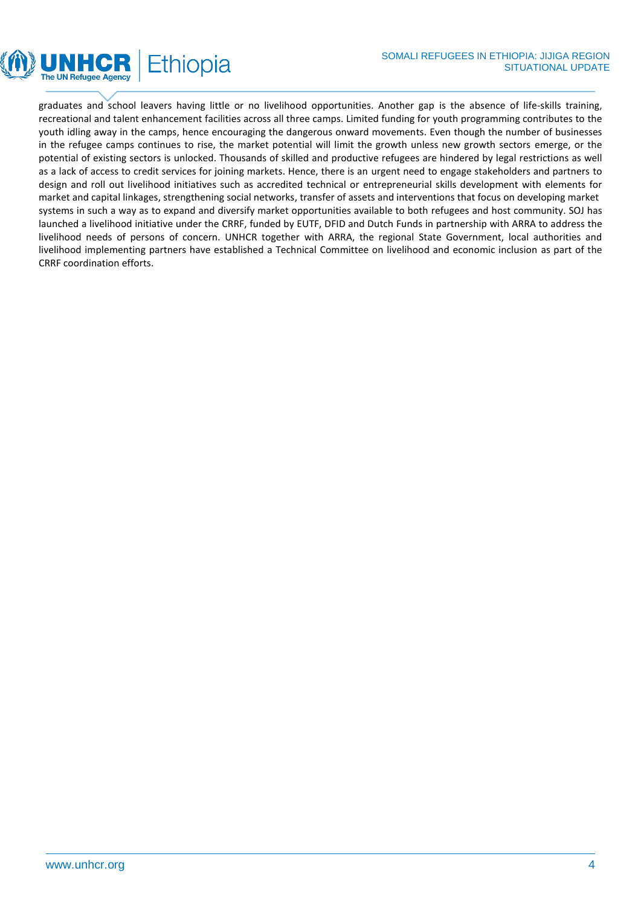graduates and school leavers having little or no livelihood opportunities. Another gap is the absence of life-skills training, recreational and talent enhancement facilities across all three camps. Limited funding for youth programming contributes to the youth idling away in the camps, hence encouraging the dangerous onward movements. Even though the number of businesses in the refugee camps continues to rise, the market potential will limit the growth unless new growth sectors emerge, or the potential of existing sectors is unlocked. Thousands of skilled and productive refugees are hindered by legal restrictions as well as a lack of access to credit services for joining markets. Hence, there is an urgent need to engage stakeholders and partners to design and roll out livelihood initiatives such as accredited technical or entrepreneurial skills development with elements for market and capital linkages, strengthening social networks, transfer of assets and interventions that focus on developing market systems in such a way as to expand and diversify market opportunities available to both refugees and host community. SOJ has launched a livelihood initiative under the CRRF, funded by EUTF, DFID and Dutch Funds in partnership with ARRA to address the livelihood needs of persons of concern. UNHCR together with ARRA, the regional State Government, local authorities and livelihood implementing partners have established a Technical Committee on livelihood and economic inclusion as part of the CRRF coordination efforts.